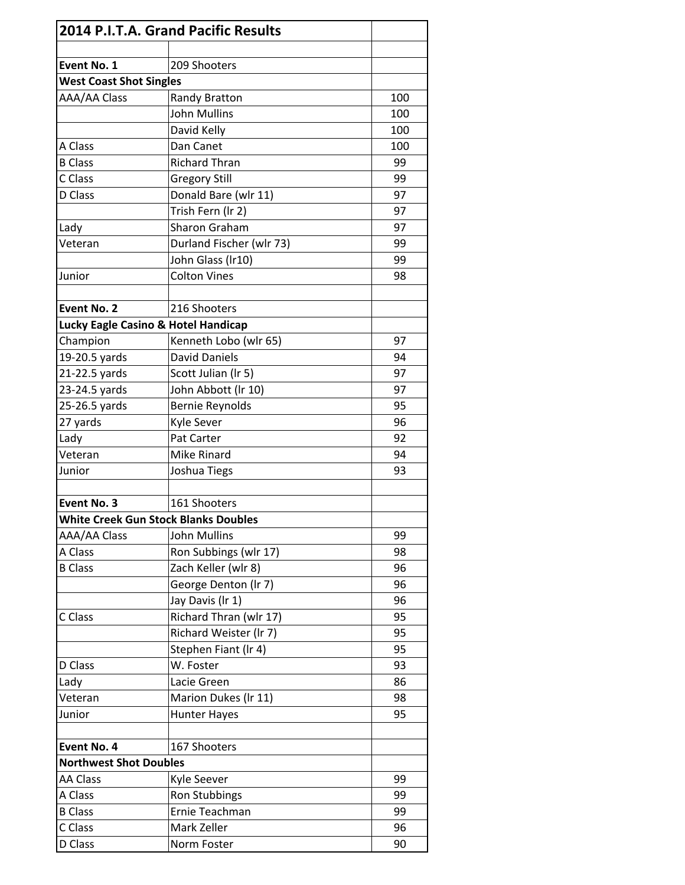| 2014 P.I.T.A. Grand Pacific Results | | |
|---|---|---|
| | | |
| **Event No. 1** | 209 Shooters | |
| **West Coast Shot Singles** | | |
| AAA/AA Class | Randy Bratton | 100 |
| | John Mullins | 100 |
| | David Kelly | 100 |
| A Class | Dan Canet | 100 |
| B Class | Richard Thran | 99 |
| C Class | Gregory Still | 99 |
| D Class | Donald Bare (wlr 11) | 97 |
| | Trish Fern (lr 2) | 97 |
| Lady | Sharon Graham | 97 |
| Veteran | Durland Fischer (wlr 73) | 99 |
| | John Glass (lr10) | 99 |
| Junior | Colton Vines | 98 |
| | | |
| **Event No. 2** | 216 Shooters | |
| **Lucky Eagle Casino & Hotel Handicap** | | |
| Champion | Kenneth Lobo (wlr 65) | 97 |
| 19-20.5 yards | David Daniels | 94 |
| 21-22.5 yards | Scott Julian (lr 5) | 97 |
| 23-24.5 yards | John Abbott (lr 10) | 97 |
| 25-26.5 yards | Bernie Reynolds | 95 |
| 27 yards | Kyle Sever | 96 |
| Lady | Pat Carter | 92 |
| Veteran | Mike Rinard | 94 |
| Junior | Joshua Tiegs | 93 |
| | | |
| **Event No. 3** | 161 Shooters | |
| **White Creek Gun Stock Blanks Doubles** | | |
| AAA/AA Class | John Mullins | 99 |
| A Class | Ron Subbings (wlr 17) | 98 |
| B Class | Zach Keller (wlr 8) | 96 |
| | George Denton (lr 7) | 96 |
| | Jay Davis (lr 1) | 96 |
| C Class | Richard Thran (wlr 17) | 95 |
| | Richard Weister (lr 7) | 95 |
| | Stephen Fiant (lr 4) | 95 |
| D Class | W. Foster | 93 |
| Lady | Lacie Green | 86 |
| Veteran | Marion Dukes (lr 11) | 98 |
| Junior | Hunter Hayes | 95 |
| | | |
| **Event No. 4** | 167 Shooters | |
| **Northwest Shot Doubles** | | |
| AA Class | Kyle Seever | 99 |
| A Class | Ron Stubbings | 99 |
| B Class | Ernie Teachman | 99 |
| C Class | Mark Zeller | 96 |
| D Class | Norm Foster | 90 |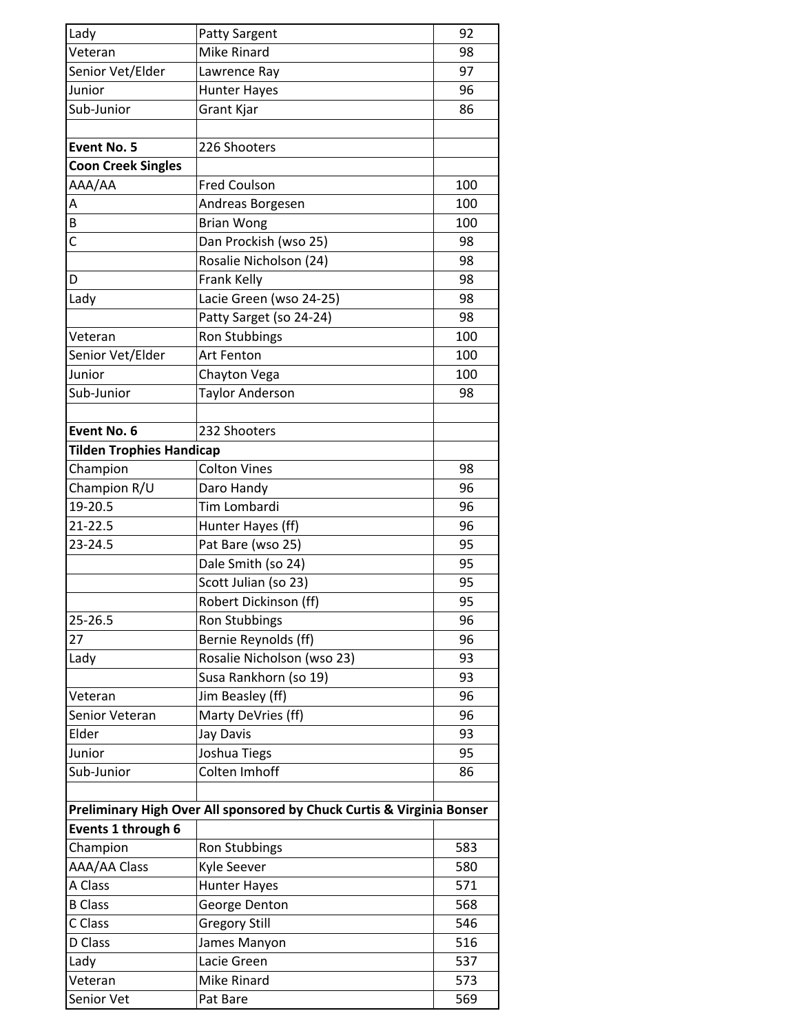| | | |
|---|---|---|
| Lady | Patty Sargent | 92 |
| Veteran | Mike Rinard | 98 |
| Senior Vet/Elder | Lawrence Ray | 97 |
| Junior | Hunter Hayes | 96 |
| Sub-Junior | Grant Kjar | 86 |
| | | |
| **Event No. 5** | 226 Shooters | |
| **Coon Creek Singles** | | |
| AAA/AA | Fred Coulson | 100 |
| A | Andreas Borgesen | 100 |
| B | Brian Wong | 100 |
| C | Dan Prockish (wso 25) | 98 |
| | Rosalie Nicholson (24) | 98 |
| D | Frank Kelly | 98 |
| Lady | Lacie Green (wso 24-25) | 98 |
| | Patty Sarget (so 24-24) | 98 |
| Veteran | Ron Stubbings | 100 |
| Senior Vet/Elder | Art Fenton | 100 |
| Junior | Chayton Vega | 100 |
| Sub-Junior | Taylor Anderson | 98 |
| | | |
| **Event No. 6** | 232 Shooters | |
| **Tilden Trophies Handicap** | | |
| Champion | Colton Vines | 98 |
| Champion R/U | Daro Handy | 96 |
| 19-20.5 | Tim Lombardi | 96 |
| 21-22.5 | Hunter Hayes (ff) | 96 |
| 23-24.5 | Pat Bare (wso 25) | 95 |
| | Dale Smith (so 24) | 95 |
| | Scott Julian (so 23) | 95 |
| | Robert Dickinson (ff) | 95 |
| 25-26.5 | Ron Stubbings | 96 |
| 27 | Bernie Reynolds (ff) | 96 |
| Lady | Rosalie Nicholson (wso 23) | 93 |
| | Susa Rankhorn (so 19) | 93 |
| Veteran | Jim Beasley (ff) | 96 |
| Senior Veteran | Marty DeVries (ff) | 96 |
| Elder | Jay Davis | 93 |
| Junior | Joshua Tiegs | 95 |
| Sub-Junior | Colten Imhoff | 86 |
| | | |
| **Preliminary High Over All sponsored by Chuck Curtis & Virginia Bonser** | | |
| **Events 1 through 6** | | |
| Champion | Ron Stubbings | 583 |
| AAA/AA Class | Kyle Seever | 580 |
| A Class | Hunter Hayes | 571 |
| B Class | George Denton | 568 |
| C Class | Gregory Still | 546 |
| D Class | James Manyon | 516 |
| Lady | Lacie Green | 537 |
| Veteran | Mike Rinard | 573 |
| Senior Vet | Pat Bare | 569 |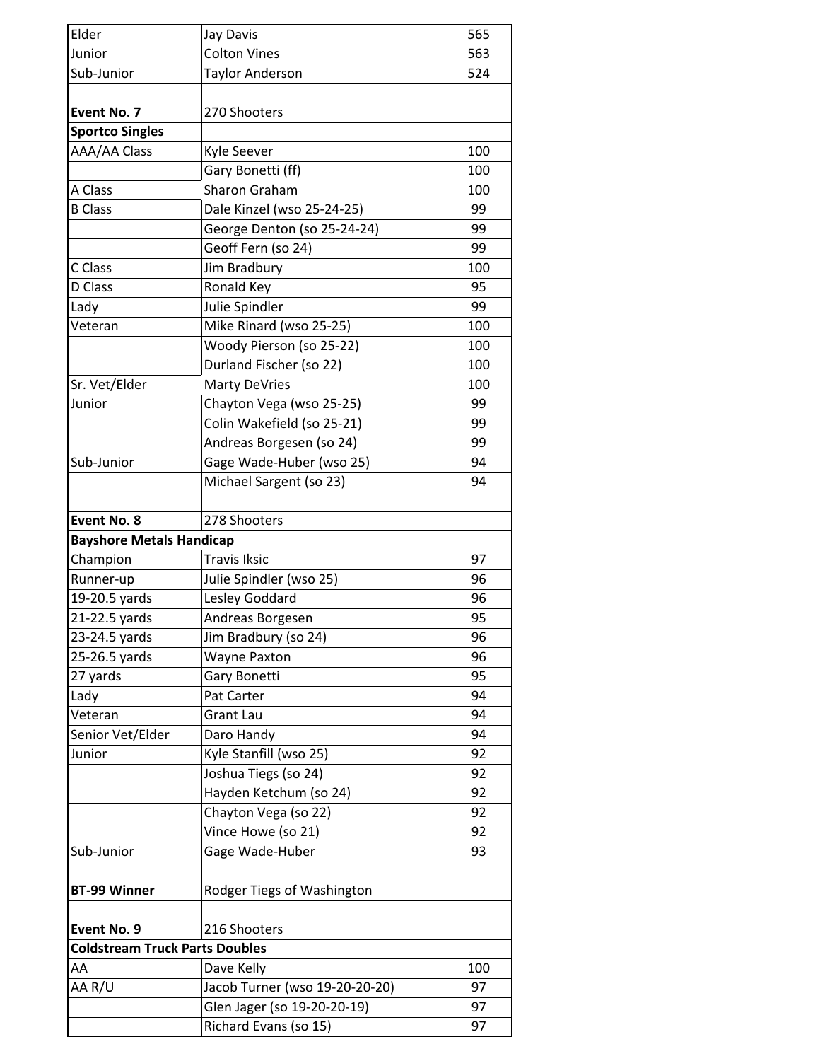| | | |
|---|---|---|
| Elder | Jay Davis | 565 |
| Junior | Colton Vines | 563 |
| Sub-Junior | Taylor Anderson | 524 |
| | | |
| **Event No. 7** | 270 Shooters | |
| **Sportco Singles** | | |
| AAA/AA Class | Kyle Seever | 100 |
| | Gary Bonetti (ff) | 100 |
| A Class | Sharon Graham | 100 |
| B Class | Dale Kinzel (wso 25-24-25) | 99 |
| | George Denton (so 25-24-24) | 99 |
| | Geoff Fern (so 24) | 99 |
| C Class | Jim Bradbury | 100 |
| D Class | Ronald Key | 95 |
| Lady | Julie Spindler | 99 |
| Veteran | Mike Rinard (wso 25-25) | 100 |
| | Woody Pierson (so 25-22) | 100 |
| | Durland Fischer (so 22) | 100 |
| Sr. Vet/Elder | Marty DeVries | 100 |
| Junior | Chayton Vega (wso 25-25) | 99 |
| | Colin Wakefield (so 25-21) | 99 |
| | Andreas Borgesen (so 24) | 99 |
| Sub-Junior | Gage Wade-Huber (wso 25) | 94 |
| | Michael Sargent (so 23) | 94 |
| | | |
| **Event No. 8** | 278 Shooters | |
| **Bayshore Metals Handicap** | | |
| Champion | Travis Iksic | 97 |
| Runner-up | Julie Spindler (wso 25) | 96 |
| 19-20.5 yards | Lesley Goddard | 96 |
| 21-22.5 yards | Andreas Borgesen | 95 |
| 23-24.5 yards | Jim Bradbury (so 24) | 96 |
| 25-26.5 yards | Wayne Paxton | 96 |
| 27 yards | Gary Bonetti | 95 |
| Lady | Pat Carter | 94 |
| Veteran | Grant Lau | 94 |
| Senior Vet/Elder | Daro Handy | 94 |
| Junior | Kyle Stanfill (wso 25) | 92 |
| | Joshua Tiegs (so 24) | 92 |
| | Hayden Ketchum (so 24) | 92 |
| | Chayton Vega (so 22) | 92 |
| | Vince Howe (so 21) | 92 |
| Sub-Junior | Gage Wade-Huber | 93 |
| | | |
| **BT-99 Winner** | Rodger Tiegs of Washington | |
| | | |
| **Event No. 9** | 216 Shooters | |
| **Coldstream Truck Parts Doubles** | | |
| AA | Dave Kelly | 100 |
| AA R/U | Jacob Turner (wso 19-20-20-20) | 97 |
| | Glen Jager (so 19-20-20-19) | 97 |
| | Richard Evans (so 15) | 97 |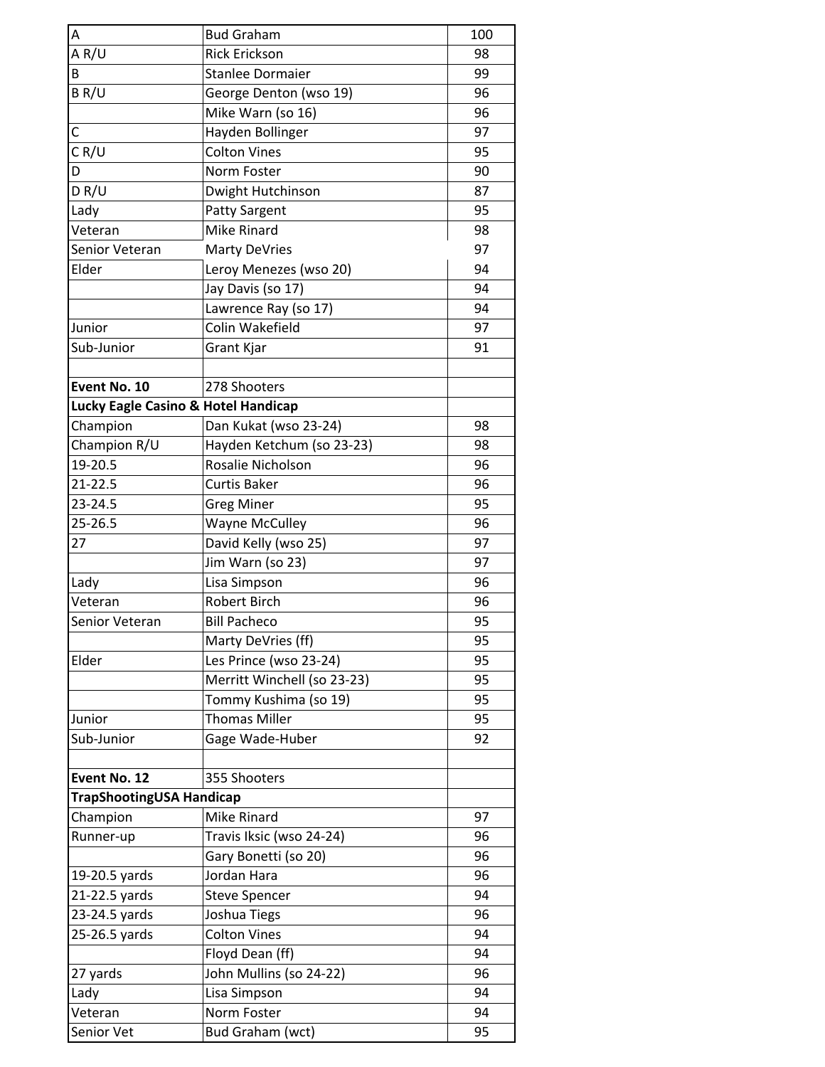| | | |
|---|---|---|
| A | Bud Graham | 100 |
| A R/U | Rick Erickson | 98 |
| B | Stanlee Dormaier | 99 |
| B R/U | George Denton (wso 19) | 96 |
| | Mike Warn (so 16) | 96 |
| C | Hayden Bollinger | 97 |
| C R/U | Colton Vines | 95 |
| D | Norm Foster | 90 |
| D R/U | Dwight Hutchinson | 87 |
| Lady | Patty Sargent | 95 |
| Veteran | Mike Rinard | 98 |
| Senior Veteran | Marty DeVries | 97 |
| Elder | Leroy Menezes (wso 20) | 94 |
| | Jay Davis (so 17) | 94 |
| | Lawrence Ray (so 17) | 94 |
| Junior | Colin Wakefield | 97 |
| Sub-Junior | Grant Kjar | 91 |
| | | |
| **Event No. 10** | 278 Shooters | |
| **Lucky Eagle Casino & Hotel Handicap** | | |
| Champion | Dan Kukat (wso 23-24) | 98 |
| Champion R/U | Hayden Ketchum (so 23-23) | 98 |
| 19-20.5 | Rosalie Nicholson | 96 |
| 21-22.5 | Curtis Baker | 96 |
| 23-24.5 | Greg Miner | 95 |
| 25-26.5 | Wayne McCulley | 96 |
| 27 | David Kelly (wso 25) | 97 |
| | Jim Warn (so 23) | 97 |
| Lady | Lisa Simpson | 96 |
| Veteran | Robert Birch | 96 |
| Senior Veteran | Bill Pacheco | 95 |
| | Marty DeVries (ff) | 95 |
| Elder | Les Prince (wso 23-24) | 95 |
| | Merritt Winchell (so 23-23) | 95 |
| | Tommy Kushima (so 19) | 95 |
| Junior | Thomas Miller | 95 |
| Sub-Junior | Gage Wade-Huber | 92 |
| | | |
| **Event No. 12** | 355 Shooters | |
| **TrapShootingUSA Handicap** | | |
| Champion | Mike Rinard | 97 |
| Runner-up | Travis Iksic (wso 24-24) | 96 |
| | Gary Bonetti (so 20) | 96 |
| 19-20.5 yards | Jordan Hara | 96 |
| 21-22.5 yards | Steve Spencer | 94 |
| 23-24.5 yards | Joshua Tiegs | 96 |
| 25-26.5 yards | Colton Vines | 94 |
| | Floyd Dean (ff) | 94 |
| 27 yards | John Mullins (so 24-22) | 96 |
| Lady | Lisa Simpson | 94 |
| Veteran | Norm Foster | 94 |
| Senior Vet | Bud Graham (wct) | 95 |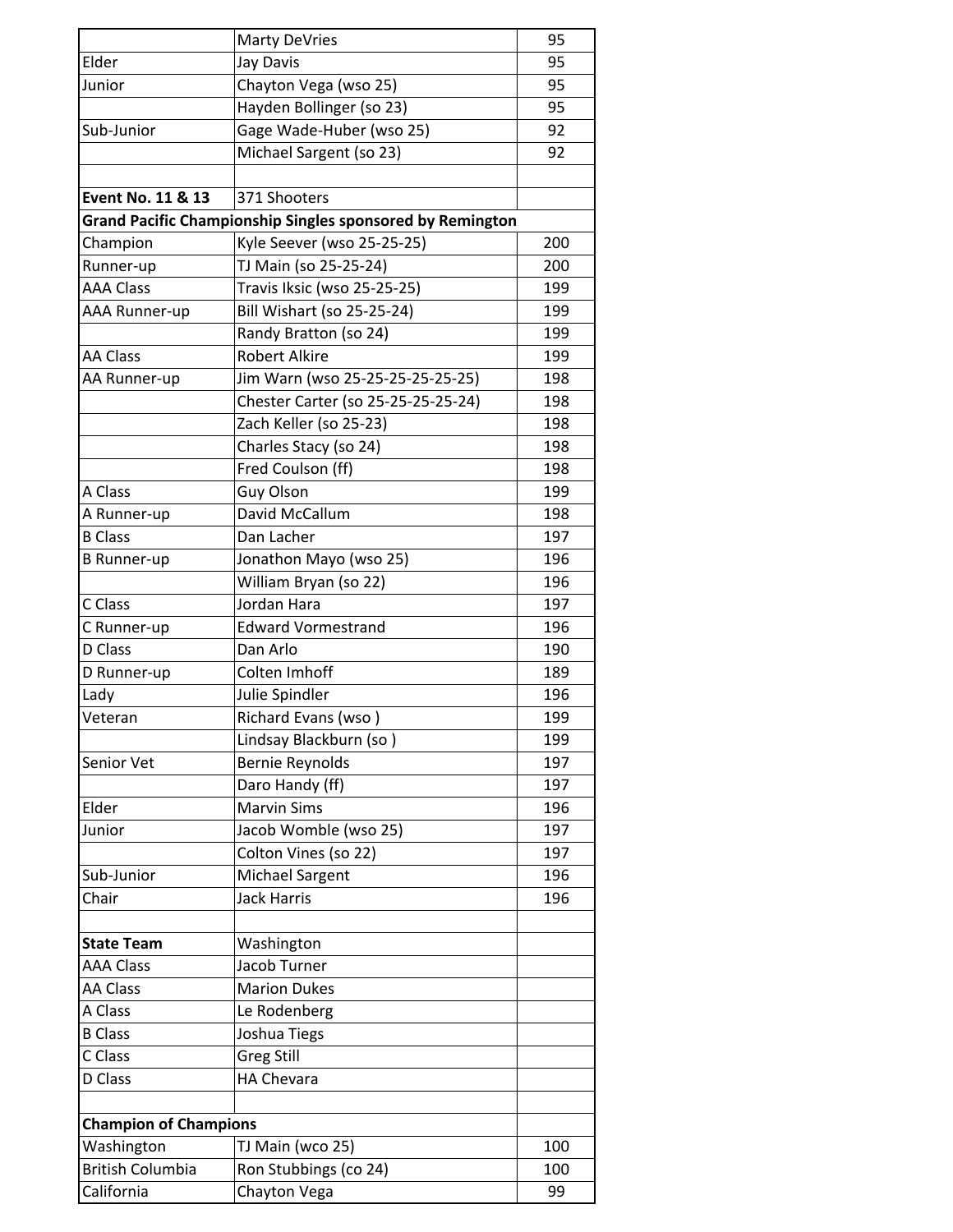| | | |
|---|---|---|
| | Marty DeVries | 95 |
| Elder | Jay Davis | 95 |
| Junior | Chayton Vega (wso 25) | 95 |
| | Hayden Bollinger (so 23) | 95 |
| Sub-Junior | Gage Wade-Huber (wso 25) | 92 |
| | Michael Sargent (so 23) | 92 |
| | | |
| **Event No. 11 & 13** | 371 Shooters | |
| **Grand Pacific Championship Singles sponsored by Remington** | | |
| Champion | Kyle Seever (wso 25-25-25) | 200 |
| Runner-up | TJ Main (so 25-25-24) | 200 |
| AAA Class | Travis Iksic (wso 25-25-25) | 199 |
| AAA Runner-up | Bill Wishart (so 25-25-24) | 199 |
| | Randy Bratton (so 24) | 199 |
| AA Class | Robert Alkire | 199 |
| AA Runner-up | Jim Warn (wso 25-25-25-25-25-25) | 198 |
| | Chester Carter (so 25-25-25-25-24) | 198 |
| | Zach Keller (so 25-23) | 198 |
| | Charles Stacy (so 24) | 198 |
| | Fred Coulson (ff) | 198 |
| A Class | Guy Olson | 199 |
| A Runner-up | David McCallum | 198 |
| B Class | Dan Lacher | 197 |
| B Runner-up | Jonathon Mayo (wso 25) | 196 |
| | William Bryan (so 22) | 196 |
| C Class | Jordan Hara | 197 |
| C Runner-up | Edward Vormestrand | 196 |
| D Class | Dan Arlo | 190 |
| D Runner-up | Colten Imhoff | 189 |
| Lady | Julie Spindler | 196 |
| Veteran | Richard Evans (wso ) | 199 |
| | Lindsay Blackburn (so ) | 199 |
| Senior Vet | Bernie Reynolds | 197 |
| | Daro Handy (ff) | 197 |
| Elder | Marvin Sims | 196 |
| Junior | Jacob Womble (wso 25) | 197 |
| | Colton Vines (so 22) | 197 |
| Sub-Junior | Michael Sargent | 196 |
| Chair | Jack Harris | 196 |
| | | |
| **State Team** | Washington | |
| AAA Class | Jacob Turner | |
| AA Class | Marion Dukes | |
| A Class | Le Rodenberg | |
| B Class | Joshua Tiegs | |
| C Class | Greg Still | |
| D Class | HA Chevara | |
| | | |
| **Champion of Champions** | | |
| Washington | TJ Main (wco 25) | 100 |
| British Columbia | Ron Stubbings (co 24) | 100 |
| California | Chayton Vega | 99 |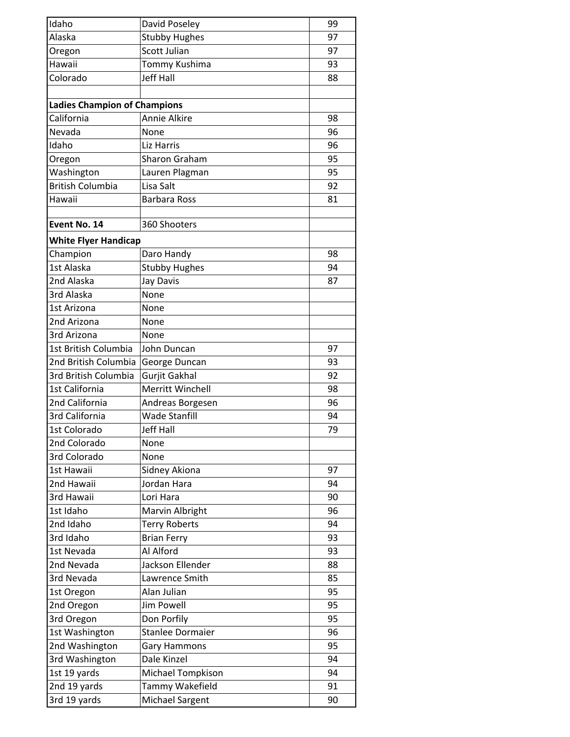| | | |
|---|---|---|
| Idaho | David Poseley | 99 |
| Alaska | Stubby Hughes | 97 |
| Oregon | Scott Julian | 97 |
| Hawaii | Tommy Kushima | 93 |
| Colorado | Jeff Hall | 88 |
| | | |
| **Ladies Champion of Champions** | | |
| California | Annie Alkire | 98 |
| Nevada | None | 96 |
| Idaho | Liz Harris | 96 |
| Oregon | Sharon Graham | 95 |
| Washington | Lauren Plagman | 95 |
| British Columbia | Lisa Salt | 92 |
| Hawaii | Barbara Ross | 81 |
| | | |
| **Event No. 14** | 360 Shooters | |
| **White Flyer Handicap** | | |
| Champion | Daro Handy | 98 |
| 1st Alaska | Stubby Hughes | 94 |
| 2nd Alaska | Jay Davis | 87 |
| 3rd Alaska | None | |
| 1st Arizona | None | |
| 2nd Arizona | None | |
| 3rd Arizona | None | |
| 1st British Columbia | John Duncan | 97 |
| 2nd British Columbia | George Duncan | 93 |
| 3rd British Columbia | Gurjit Gakhal | 92 |
| 1st California | Merritt Winchell | 98 |
| 2nd California | Andreas Borgesen | 96 |
| 3rd California | Wade Stanfill | 94 |
| 1st Colorado | Jeff Hall | 79 |
| 2nd Colorado | None | |
| 3rd Colorado | None | |
| 1st Hawaii | Sidney Akiona | 97 |
| 2nd Hawaii | Jordan Hara | 94 |
| 3rd Hawaii | Lori Hara | 90 |
| 1st Idaho | Marvin Albright | 96 |
| 2nd Idaho | Terry Roberts | 94 |
| 3rd Idaho | Brian Ferry | 93 |
| 1st Nevada | Al Alford | 93 |
| 2nd Nevada | Jackson Ellender | 88 |
| 3rd Nevada | Lawrence Smith | 85 |
| 1st Oregon | Alan Julian | 95 |
| 2nd Oregon | Jim Powell | 95 |
| 3rd Oregon | Don Porfily | 95 |
| 1st Washington | Stanlee Dormaier | 96 |
| 2nd Washington | Gary Hammons | 95 |
| 3rd Washington | Dale Kinzel | 94 |
| 1st 19 yards | Michael Tompkison | 94 |
| 2nd 19 yards | Tammy Wakefield | 91 |
| 3rd 19 yards | Michael Sargent | 90 |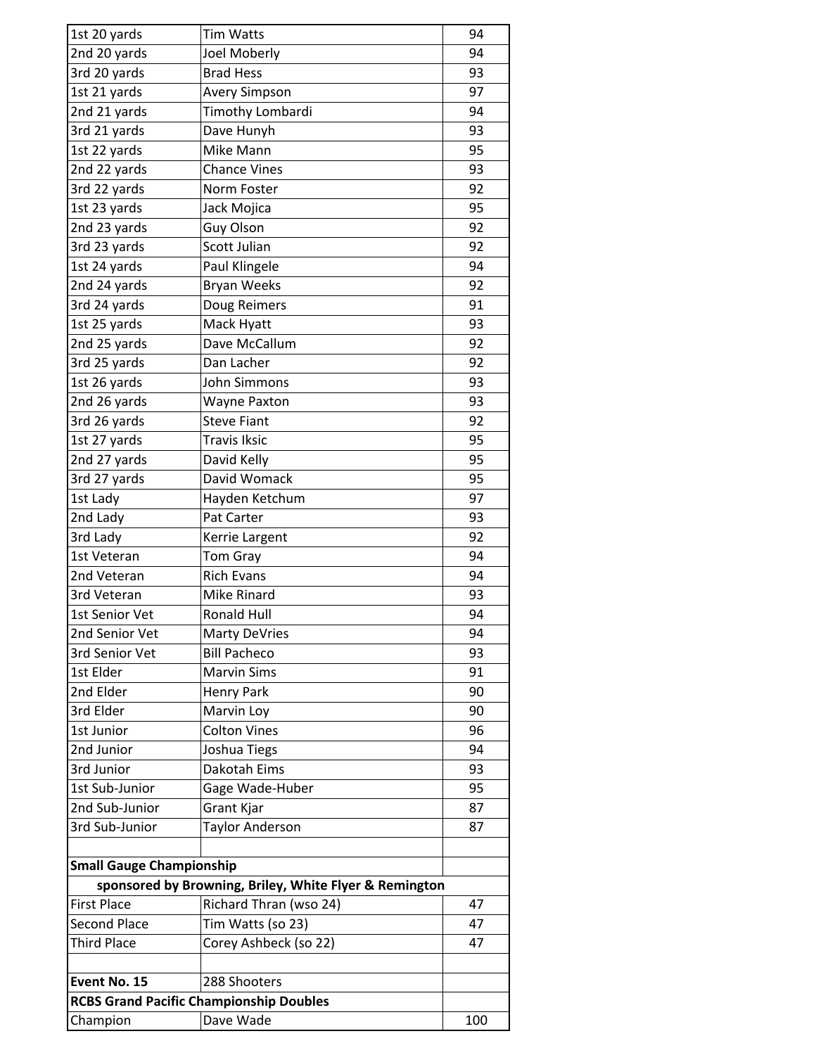| | | |
|---|---|---|
| 1st 20 yards | Tim Watts | 94 |
| 2nd 20 yards | Joel Moberly | 94 |
| 3rd 20 yards | Brad Hess | 93 |
| 1st 21 yards | Avery Simpson | 97 |
| 2nd 21 yards | Timothy Lombardi | 94 |
| 3rd 21 yards | Dave Hunyh | 93 |
| 1st 22 yards | Mike Mann | 95 |
| 2nd 22 yards | Chance Vines | 93 |
| 3rd 22 yards | Norm Foster | 92 |
| 1st 23 yards | Jack Mojica | 95 |
| 2nd 23 yards | Guy Olson | 92 |
| 3rd 23 yards | Scott Julian | 92 |
| 1st 24 yards | Paul Klingele | 94 |
| 2nd 24 yards | Bryan Weeks | 92 |
| 3rd 24 yards | Doug Reimers | 91 |
| 1st 25 yards | Mack Hyatt | 93 |
| 2nd 25 yards | Dave McCallum | 92 |
| 3rd 25 yards | Dan Lacher | 92 |
| 1st 26 yards | John Simmons | 93 |
| 2nd 26 yards | Wayne Paxton | 93 |
| 3rd 26 yards | Steve Fiant | 92 |
| 1st 27 yards | Travis Iksic | 95 |
| 2nd 27 yards | David Kelly | 95 |
| 3rd 27 yards | David Womack | 95 |
| 1st Lady | Hayden Ketchum | 97 |
| 2nd Lady | Pat Carter | 93 |
| 3rd Lady | Kerrie Largent | 92 |
| 1st Veteran | Tom Gray | 94 |
| 2nd Veteran | Rich Evans | 94 |
| 3rd Veteran | Mike Rinard | 93 |
| 1st Senior Vet | Ronald Hull | 94 |
| 2nd Senior Vet | Marty DeVries | 94 |
| 3rd Senior Vet | Bill Pacheco | 93 |
| 1st Elder | Marvin Sims | 91 |
| 2nd Elder | Henry Park | 90 |
| 3rd Elder | Marvin Loy | 90 |
| 1st Junior | Colton Vines | 96 |
| 2nd Junior | Joshua Tiegs | 94 |
| 3rd Junior | Dakotah Eims | 93 |
| 1st Sub-Junior | Gage Wade-Huber | 95 |
| 2nd Sub-Junior | Grant Kjar | 87 |
| 3rd Sub-Junior | Taylor Anderson | 87 |
| | | |
| **Small Gauge Championship** | | |
| **sponsored by Browning, Briley, White Flyer & Remington** | | |
| First Place | Richard Thran (wso 24) | 47 |
| Second Place | Tim Watts (so 23) | 47 |
| Third Place | Corey Ashbeck (so 22) | 47 |
| | | |
| **Event No. 15** | 288 Shooters | |
| **RCBS Grand Pacific Championship Doubles** | | |
| Champion | Dave Wade | 100 |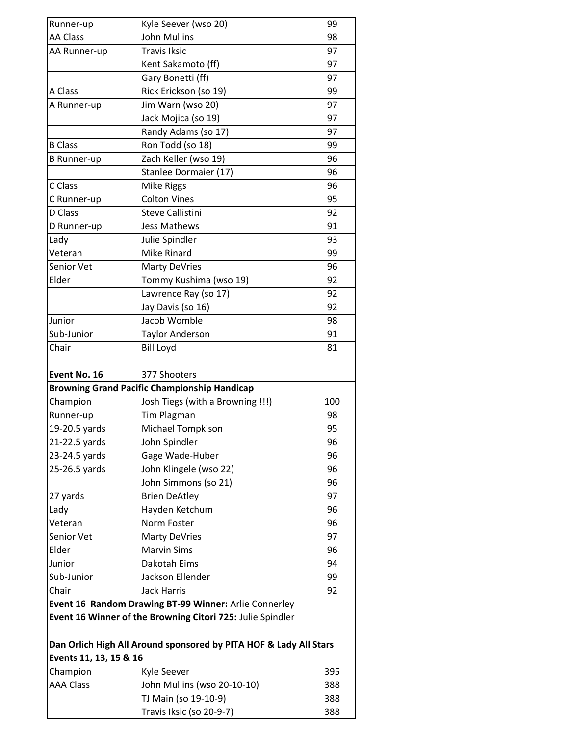| | | |
|---|---|---|
| Runner-up | Kyle Seever (wso 20) | 99 |
| AA Class | John Mullins | 98 |
| AA Runner-up | Travis Iksic | 97 |
| | Kent Sakamoto (ff) | 97 |
| | Gary Bonetti (ff) | 97 |
| A Class | Rick Erickson (so 19) | 99 |
| A Runner-up | Jim Warn (wso 20) | 97 |
| | Jack Mojica (so 19) | 97 |
| | Randy Adams (so 17) | 97 |
| B Class | Ron Todd (so 18) | 99 |
| B Runner-up | Zach Keller (wso 19) | 96 |
| | Stanlee Dormaier (17) | 96 |
| C Class | Mike Riggs | 96 |
| C Runner-up | Colton Vines | 95 |
| D Class | Steve Callistini | 92 |
| D Runner-up | Jess Mathews | 91 |
| Lady | Julie Spindler | 93 |
| Veteran | Mike Rinard | 99 |
| Senior Vet | Marty DeVries | 96 |
| Elder | Tommy Kushima (wso 19) | 92 |
| | Lawrence Ray (so 17) | 92 |
| | Jay Davis (so 16) | 92 |
| Junior | Jacob Womble | 98 |
| Sub-Junior | Taylor Anderson | 91 |
| Chair | Bill Loyd | 81 |
| | | |
| **Event No. 16** | 377 Shooters | |
| **Browning Grand Pacific Championship Handicap** | | |
| Champion | Josh Tiegs (with a Browning !!!) | 100 |
| Runner-up | Tim Plagman | 98 |
| 19-20.5 yards | Michael Tompkison | 95 |
| 21-22.5 yards | John Spindler | 96 |
| 23-24.5 yards | Gage Wade-Huber | 96 |
| 25-26.5 yards | John Klingele (wso 22) | 96 |
| | John Simmons (so 21) | 96 |
| 27 yards | Brien DeAtley | 97 |
| Lady | Hayden Ketchum | 96 |
| Veteran | Norm Foster | 96 |
| Senior Vet | Marty DeVries | 97 |
| Elder | Marvin Sims | 96 |
| Junior | Dakotah Eims | 94 |
| Sub-Junior | Jackson Ellender | 99 |
| Chair | Jack Harris | 92 |
| **Event 16 Random Drawing BT-99 Winner:** Arlie Connerley | | |
| **Event 16 Winner of the Browning Citori 725:** Julie Spindler | | |
| | | |
| **Dan Orlich High All Around sponsored by PITA HOF & Lady All Stars** | | |
| **Events 11, 13, 15 & 16** | | |
| Champion | Kyle Seever | 395 |
| AAA Class | John Mullins (wso 20-10-10) | 388 |
| | TJ Main (so 19-10-9) | 388 |
| | Travis Iksic (so 20-9-7) | 388 |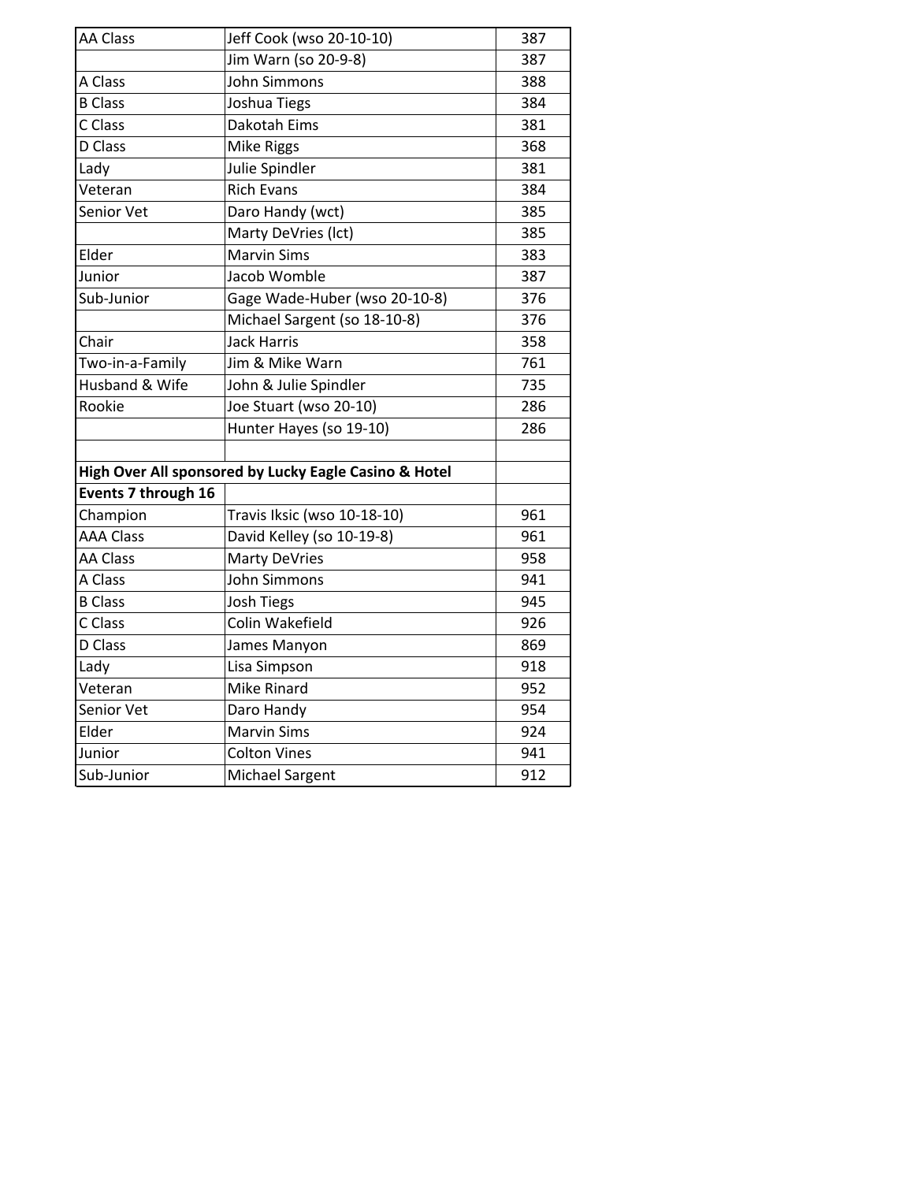| | | |
|---|---|---|
| AA Class | Jeff Cook (wso 20-10-10) | 387 |
| | Jim Warn (so 20-9-8) | 387 |
| A Class | John Simmons | 388 |
| B Class | Joshua Tiegs | 384 |
| C Class | Dakotah Eims | 381 |
| D Class | Mike Riggs | 368 |
| Lady | Julie Spindler | 381 |
| Veteran | Rich Evans | 384 |
| Senior Vet | Daro Handy (wct) | 385 |
| | Marty DeVries (lct) | 385 |
| Elder | Marvin Sims | 383 |
| Junior | Jacob Womble | 387 |
| Sub-Junior | Gage Wade-Huber (wso 20-10-8) | 376 |
| | Michael Sargent (so 18-10-8) | 376 |
| Chair | Jack Harris | 358 |
| Two-in-a-Family | Jim & Mike Warn | 761 |
| Husband & Wife | John & Julie Spindler | 735 |
| Rookie | Joe Stuart (wso 20-10) | 286 |
| | Hunter Hayes (so 19-10) | 286 |
| | | |
| **High Over All sponsored by Lucky Eagle Casino & Hotel** | | |
| **Events 7 through 16** | | |
| Champion | Travis Iksic (wso 10-18-10) | 961 |
| AAA Class | David Kelley (so 10-19-8) | 961 |
| AA Class | Marty DeVries | 958 |
| A Class | John Simmons | 941 |
| B Class | Josh Tiegs | 945 |
| C Class | Colin Wakefield | 926 |
| D Class | James Manyon | 869 |
| Lady | Lisa Simpson | 918 |
| Veteran | Mike Rinard | 952 |
| Senior Vet | Daro Handy | 954 |
| Elder | Marvin Sims | 924 |
| Junior | Colton Vines | 941 |
| Sub-Junior | Michael Sargent | 912 |